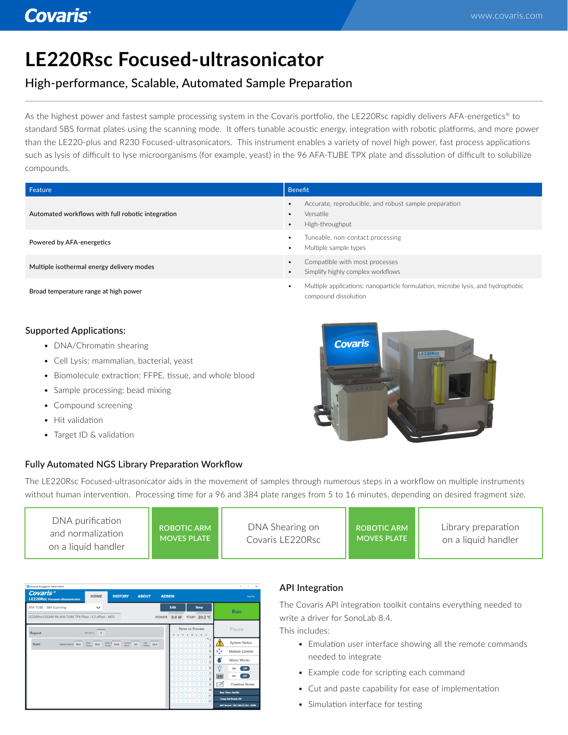# LE220Rsc Focused-ultrasonicator

## High-performance, Scalable, Automated Sample Preparation

As the highest power and fastest sample processing system in the Covaris portfolio, the LE220Rsc rapidly delivers AFA-energetics® to standard SBS format plates using the scanning mode. It offers tunable acoustic energy, integration with robotic platforms, and more power than the LE220-plus and R230 Focused-ultrasonicators. This instrument enables a variety of novel high power, fast process applications such as lysis of difficult to lyse microorganisms (for example, yeast) in the 96 AFA-TUBE TPX plate and dissolution of difficult to solubilize compounds.

| Feature | Benefit |
|---|---|
| Automated workflows with full robotic integration | • Accurate, reproducible, and robust sample preparation<br>• Versatile<br>• High-throughput |
| Powered by AFA-energetics | • Tuneable, non-contact processing<br>• Multiple sample types |
| Multiple isothermal energy delivery modes | • Compatible with most processes<br>• Simplify highly complex workflows |
| Broad temperature range at high power | • Multiple applications: nanoparticle formulation, microbe lysis, and hydrophobic compound dissolution |

### Supported Applications:

- DNA/Chromatin shearing
- Cell Lysis: mammalian, bacterial, yeast
- Biomolecule extraction: FFPE, tissue, and whole blood
- Sample processing: bead mixing
- Compound screening
- Hit validation
- Target ID & validation

### Fully Automated NGS Library Preparation Workflow

The LE220Rsc Focused-ultrasonicator aids in the movement of samples through numerous steps in a workflow on multiple instruments without human intervention. Processing time for a 96 and 384 plate ranges from 5 to 16 minutes, depending on desired fragment size.

DNA purification and normalization on a liquid handler → ROBOTIC ARM MOVES PLATE → DNA Shearing on Covaris LE220Rsc → ROBOTIC ARM MOVES PLATE → Library preparation on a liquid handler

### API Integration

The Covaris API integration toolkit contains everything needed to write a driver for SonoLab 8.4.

This includes:

- Emulation user interface showing all the remote commands needed to integrate
- Example code for scripting each command
- Cut and paste capability for ease of implementation
- Simulation interface for testing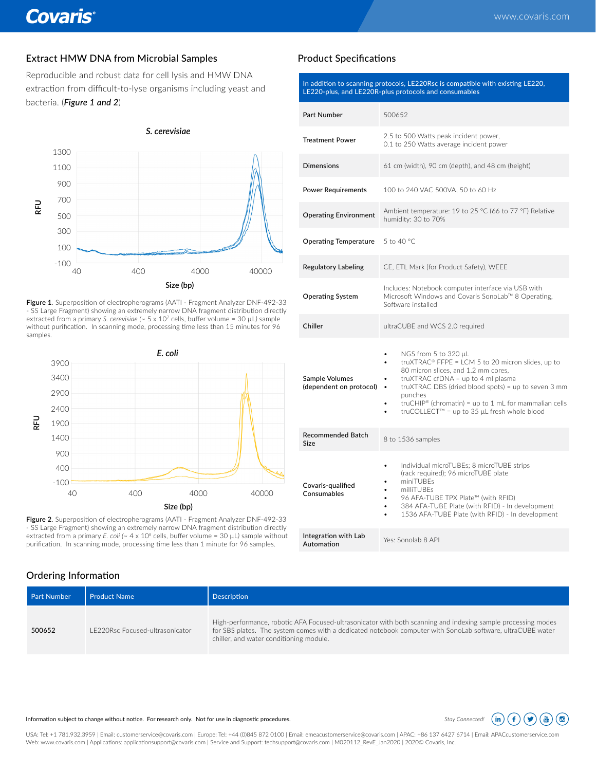## Extract HMW DNA from Microbial Samples

Reproducible and robust data for cell lysis and HMW DNA extraction from difficult-to-lyse organisms including yeast and bacteria. (***Figure 1 and 2***)

*S. cerevisiae*

RFU

1300
1100
900
700
500
300
100
-100

40
400
4000
40000

Size (bp)

**Figure 1**. Superposition of electropherograms (AATI - Fragment Analyzer DNF-492-33 - SS Large Fragment) showing an extremely narrow DNA fragment distribution directly extracted from a primary *S. cerevisiae* (~ 5 x $10^7$ cells, buffer volume = 30 µL) sample without purification. In scanning mode, processing time less than 15 minutes for 96 samples.

*E. coli*

RFU

3900
3400
2900
2400
1900
1400
900
400
-100

40
400
4000
40000

Size (bp)

**Figure 2**. Superposition of electropherograms (AATI - Fragment Analyzer DNF-492-33 - SS Large Fragment) showing an extremely narrow DNA fragment distribution directly extracted from a primary *E. coli* (~ 4 x $10^8$ cells, buffer volume = 30 µL) sample without purification. In scanning mode, processing time less than 1 minute for 96 samples.

## Product Specifications

| In addition to scanning protocols, LE220Rsc is compatible with existing LE220, LE220-plus, and LE220R-plus protocols and consumables | |
|---|---|
| Part Number | 500652 |
| Treatment Power | 2.5 to 500 Watts peak incident power, 0.1 to 250 Watts average incident power |
| Dimensions | 61 cm (width), 90 cm (depth), and 48 cm (height) |
| Power Requirements | 100 to 240 VAC 500VA, 50 to 60 Hz |
| Operating Environment | Ambient temperature: 19 to 25 °C (66 to 77 °F) Relative humidity: 30 to 70% |
| Operating Temperature | 5 to 40 °C |
| Regulatory Labeling | CE, ETL Mark (for Product Safety), WEEE |
| Operating System | Includes: Notebook computer interface via USB with Microsoft Windows and Covaris SonoLab™ 8 Operating, Software installed |
| Chiller | ultraCUBE and WCS 2.0 required |
| Sample Volumes (dependent on protocol) | • NGS from 5 to 320 µL<br>• truXTRAC® FFPE = LCM 5 to 20 micron slides, up to 80 micron slices, and 1.2 mm cores,<br>• truXTRAC cfDNA = up to 4 ml plasma<br>• truXTRAC DBS (dried blood spots) = up to seven 3 mm punches<br>• truCHIP® (chromatin) = up to 1 mL for mammalian cells<br>• truCOLLECT™ = up to 35 µL fresh whole blood |
| Recommended Batch Size | 8 to 1536 samples |
| Covaris-qualified Consumables | • Individual microTUBEs; 8 microTUBE strips (rack required); 96 microTUBE plate<br>• miniTUBEs<br>• milliTUBEs<br>• 96 AFA-TUBE TPX Plate™ (with RFID)<br>• 384 AFA-TUBE Plate (with RFID) - In development<br>• 1536 AFA-TUBE Plate (with RFID) - In development |
| Integration with Lab Automation | Yes: Sonolab 8 API |

## Ordering Information

| Part Number | Product Name | Description |
|---|---|---|
| **500652** | LE220Rsc Focused-ultrasonicator | High-performance, robotic AFA Focused-ultrasonicator with both scanning and indexing sample processing modes for SBS plates. The system comes with a dedicated notebook computer with SonoLab software, ultraCUBE water chiller, and water conditioning module. |

Information subject to change without notice. For research only. Not for use in diagnostic procedures.

*Stay Connected!*

USA: Tel: +1 781.932.3959 | Email: customerservice@covaris.com | Europe: Tel: +44 (0)845 872 0100 | Email: emeacustomerservice@covaris.com | APAC: +86 137 6427 6714 | Email: APACcustomerservice.com
Web: www.covaris.com | Applications: applicationsupport@covaris.com | Service and Support: techsupport@covaris.com | M020112_RevE_Jan2020 | 2020© Covaris, Inc.